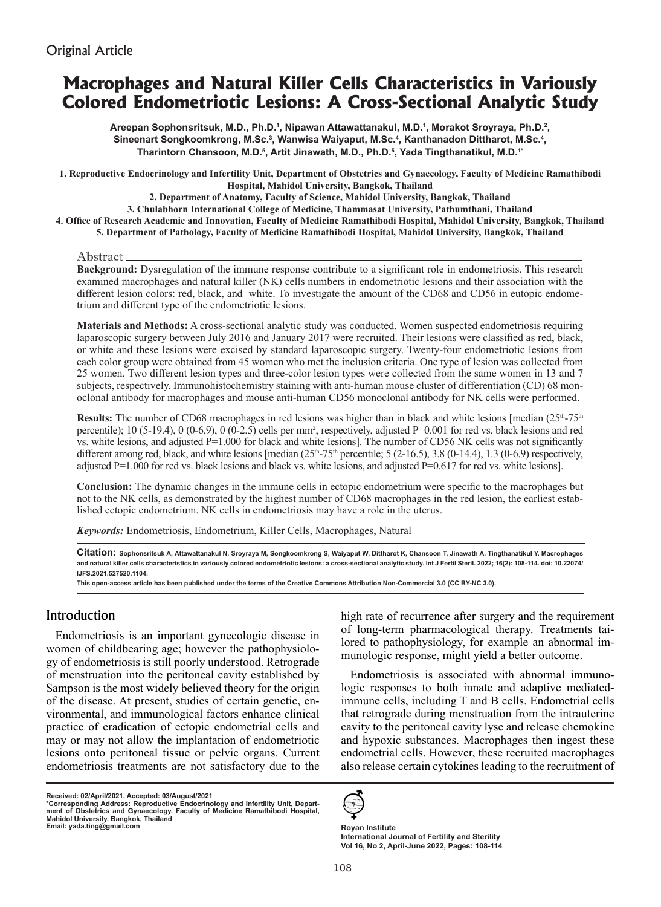Original Article

# Macrophages and Natural Killer Cells Characteristics in Variously Colored Endometriotic Lesions: A Cross-Sectional Analytic Study

**Areepan Sophonsritsuk, M.D., Ph.D.[1], Nipawan Attawattanakul, M.D.[1], Morakot Sroyraya, Ph.D.[2], Sineenart Songkoomkrong, M.Sc.[3], Wanwisa Waiyaput, M.Sc.[4], Kanthanadon Dittharot, M.Sc.[4], Tharintorn Chansoon, M.D.[5], Artit Jinawath, M.D., Ph.D.[5], Yada Tingthanatikul, M.D.[1*]**

1. Reproductive Endocrinology and Infertility Unit, Department of Obstetrics and Gynaecology, Faculty of Medicine Ramathibodi Hospital, Mahidol University, Bangkok, Thailand
2. Department of Anatomy, Faculty of Science, Mahidol University, Bangkok, Thailand
3. Chulabhorn International College of Medicine, Thammasat University, Pathumthani, Thailand
4. Office of Research Academic and Innovation, Faculty of Medicine Ramathibodi Hospital, Mahidol University, Bangkok, Thailand
5. Department of Pathology, Faculty of Medicine Ramathibodi Hospital, Mahidol University, Bangkok, Thailand

## Abstract

**Background:** Dysregulation of the immune response contribute to a significant role in endometriosis. This research examined macrophages and natural killer (NK) cells numbers in endometriotic lesions and their association with the different lesion colors: red, black, and white. To investigate the amount of the CD68 and CD56 in eutopic endometrium and different type of the endometriotic lesions.

**Materials and Methods:** A cross-sectional analytic study was conducted. Women suspected endometriosis requiring laparoscopic surgery between July 2016 and January 2017 were recruited. Their lesions were classified as red, black, or white and these lesions were excised by standard laparoscopic surgery. Twenty-four endometriotic lesions from each color group were obtained from 45 women who met the inclusion criteria. One type of lesion was collected from 25 women. Two different lesion types and three-color lesion types were collected from the same women in 13 and 7 subjects, respectively. Immunohistochemistry staining with anti-human mouse cluster of differentiation (CD) 68 monoclonal antibody for macrophages and mouse anti-human CD56 monoclonal antibody for NK cells were performed.

**Results:** The number of CD68 macrophages in red lesions was higher than in black and white lesions [median ($25^{th}$-$75^{th}$ percentile); 10 (5-19.4), 0 (0-6.9), 0 (0-2.5) cells per $mm^2$, respectively, adjusted P=0.001 for red vs. black lesions and red vs. white lesions, and adjusted P=1.000 for black and white lesions]. The number of CD56 NK cells was not significantly different among red, black, and white lesions [median ($25^{th}$-$75^{th}$ percentile; 5 (2-16.5), 3.8 (0-14.4), 1.3 (0-6.9) respectively, adjusted P=1.000 for red vs. black lesions and black vs. white lesions, and adjusted P=0.617 for red vs. white lesions].

**Conclusion:** The dynamic changes in the immune cells in ectopic endometrium were specific to the macrophages but not to the NK cells, as demonstrated by the highest number of CD68 macrophages in the red lesion, the earliest established ectopic endometrium. NK cells in endometriosis may have a role in the uterus.

***Keywords:*** Endometriosis, Endometrium, Killer Cells, Macrophages, Natural

**Citation:** Sophonsritsuk A, Attawattanakul N, Sroyraya M, Songkoomkrong S, Waiyaput W, Dittharot K, Chansoon T, Jinawath A, Tingthanatikul Y. Macrophages and natural killer cells characteristics in variously colored endometriotic lesions: a cross-sectional analytic study. Int J Fertil Steril. 2022; 16(2): 108-114. doi: 10.22074/IJFS.2021.527520.1104.

This open-access article has been published under the terms of the Creative Commons Attribution Non-Commercial 3.0 (CC BY-NC 3.0).

## Introduction

Endometriosis is an important gynecologic disease in women of childbearing age; however the pathophysiology of endometriosis is still poorly understood. Retrograde of menstruation into the peritoneal cavity established by Sampson is the most widely believed theory for the origin of the disease. At present, studies of certain genetic, environmental, and immunological factors enhance clinical practice of eradication of ectopic endometrial cells and may or may not allow the implantation of endometriotic lesions onto peritoneal tissue or pelvic organs. Current endometriosis treatments are not satisfactory due to the high rate of recurrence after surgery and the requirement of long-term pharmacological therapy. Treatments tailored to pathophysiology, for example an abnormal immunologic response, might yield a better outcome.

Endometriosis is associated with abnormal immunologic responses to both innate and adaptive mediated-immune cells, including T and B cells. Endometrial cells that retrograde during menstruation from the intrauterine cavity to the peritoneal cavity lyse and release chemokine and hypoxic substances. Macrophages then ingest these endometrial cells. However, these recruited macrophages also release certain cytokines leading to the recruitment of

Received: 02/April/2021, Accepted: 03/August/2021
*Corresponding Address: Reproductive Endocrinology and Infertility Unit, Department of Obstetrics and Gynaecology, Faculty of Medicine Ramathibodi Hospital, Mahidol University, Bangkok, Thailand
Email: yada.ting@gmail.com

Royan Institute
International Journal of Fertility and Sterility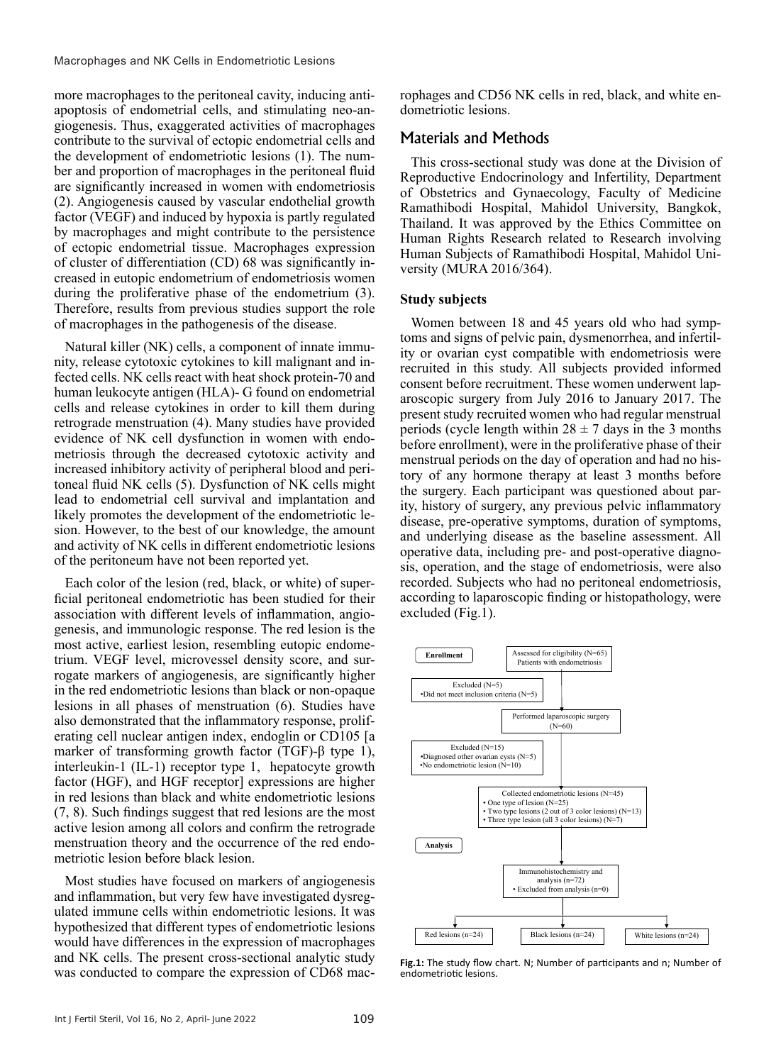more macrophages to the peritoneal cavity, inducing anti-apoptosis of endometrial cells, and stimulating neo-angiogenesis. Thus, exaggerated activities of macrophages contribute to the survival of ectopic endometrial cells and the development of endometriotic lesions (1). The number and proportion of macrophages in the peritoneal fluid are significantly increased in women with endometriosis (2). Angiogenesis caused by vascular endothelial growth factor (VEGF) and induced by hypoxia is partly regulated by macrophages and might contribute to the persistence of ectopic endometrial tissue. Macrophages expression of cluster of differentiation (CD) 68 was significantly increased in eutopic endometrium of endometriosis women during the proliferative phase of the endometrium (3). Therefore, results from previous studies support the role of macrophages in the pathogenesis of the disease.

Natural killer (NK) cells, a component of innate immunity, release cytotoxic cytokines to kill malignant and infected cells. NK cells react with heat shock protein-70 and human leukocyte antigen (HLA)- G found on endometrial cells and release cytokines in order to kill them during retrograde menstruation (4). Many studies have provided evidence of NK cell dysfunction in women with endometriosis through the decreased cytotoxic activity and increased inhibitory activity of peripheral blood and peritoneal fluid NK cells (5). Dysfunction of NK cells might lead to endometrial cell survival and implantation and likely promotes the development of the endometriotic lesion. However, to the best of our knowledge, the amount and activity of NK cells in different endometriotic lesions of the peritoneum have not been reported yet.

Each color of the lesion (red, black, or white) of superficial peritoneal endometriotic has been studied for their association with different levels of inflammation, angiogenesis, and immunologic response. The red lesion is the most active, earliest lesion, resembling eutopic endometrium. VEGF level, microvessel density score, and surrogate markers of angiogenesis, are significantly higher in the red endometriotic lesions than black or non-opaque lesions in all phases of menstruation (6). Studies have also demonstrated that the inflammatory response, proliferating cell nuclear antigen index, endoglin or CD105 [a marker of transforming growth factor (TGF)-β type 1), interleukin-1 (IL-1) receptor type 1, hepatocyte growth factor (HGF), and HGF receptor] expressions are higher in red lesions than black and white endometriotic lesions (7, 8). Such findings suggest that red lesions are the most active lesion among all colors and confirm the retrograde menstruation theory and the occurrence of the red endometriotic lesion before black lesion.

Most studies have focused on markers of angiogenesis and inflammation, but very few have investigated dysregulated immune cells within endometriotic lesions. It was hypothesized that different types of endometriotic lesions would have differences in the expression of macrophages and NK cells. The present cross-sectional analytic study was conducted to compare the expression of CD68 macrophages and CD56 NK cells in red, black, and white endometriotic lesions.

## Materials and Methods

This cross-sectional study was done at the Division of Reproductive Endocrinology and Infertility, Department of Obstetrics and Gynaecology, Faculty of Medicine Ramathibodi Hospital, Mahidol University, Bangkok, Thailand. It was approved by the Ethics Committee on Human Rights Research related to Research involving Human Subjects of Ramathibodi Hospital, Mahidol University (MURA 2016/364).

### Study subjects

Women between 18 and 45 years old who had symptoms and signs of pelvic pain, dysmenorrhea, and infertility or ovarian cyst compatible with endometriosis were recruited in this study. All subjects provided informed consent before recruitment. These women underwent laparoscopic surgery from July 2016 to January 2017. The present study recruited women who had regular menstrual periods (cycle length within $28 \pm 7$ days in the 3 months before enrollment), were in the proliferative phase of their menstrual periods on the day of operation and had no history of any hormone therapy at least 3 months before the surgery. Each participant was questioned about parity, history of surgery, any previous pelvic inflammatory disease, pre-operative symptoms, duration of symptoms, and underlying disease as the baseline assessment. All operative data, including pre- and post-operative diagnosis, operation, and the stage of endometriosis, were also recorded. Subjects who had no peritoneal endometriosis, according to laparoscopic finding or histopathology, were excluded (Fig.1).

Enrollment

Assessed for eligibility (N=65)
Patients with endometriosis

Excluded (N=5)
• Did not meet inclusion criteria (N=5)

Performed laparoscopic surgery (N=60)

Excluded (N=15)
• Diagnosed other ovarian cysts (N=5)
• No endometriotic lesion (N=10)

Collected endometriotic lesions (N=45)
• One type of lesion (N=25)
• Two type lesions (2 out of 3 color lesions) (N=13)
• Three type lesion (all 3 color lesions) (N=7)

Analysis

Immunohistochemistry and analysis (n=72)
• Excluded from analysis (n=0)

Red lesions (n=24) | Black lesions (n=24) | White lesions (n=24)

**Fig.1:** The study flow chart. N; Number of participants and n; Number of endometriotic lesions.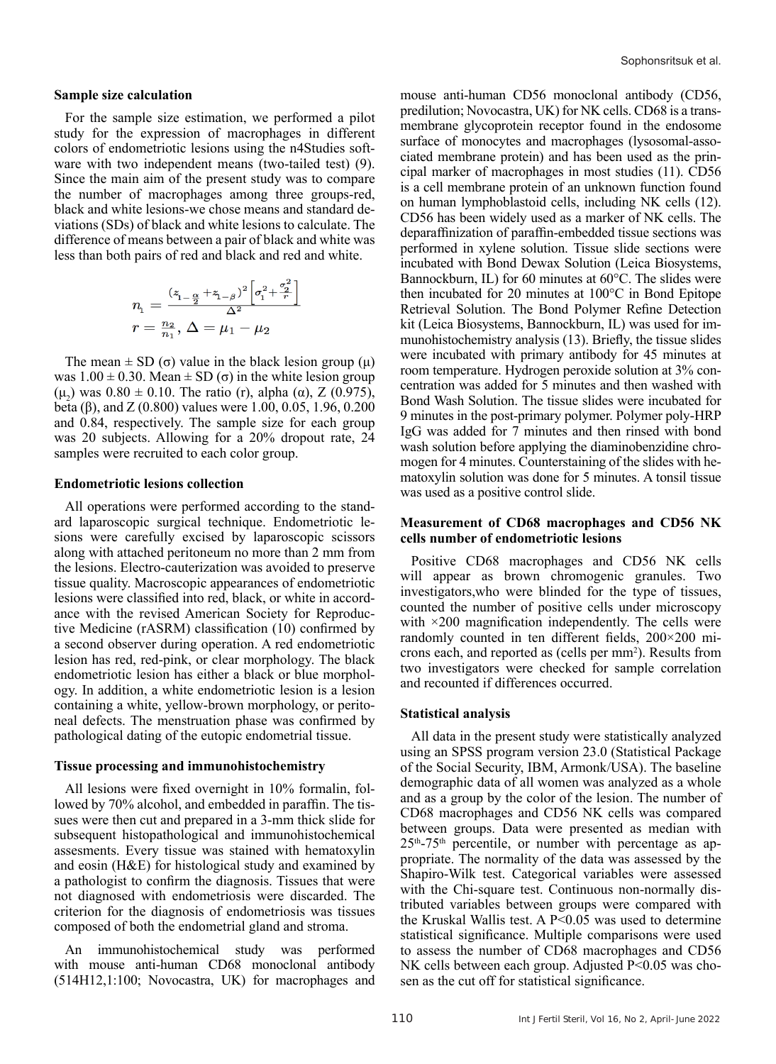### Sample size calculation

For the sample size estimation, we performed a pilot study for the expression of macrophages in different colors of endometriotic lesions using the n4Studies software with two independent means (two-tailed test) (9). Since the main aim of the present study was to compare the number of macrophages among three groups-red, black and white lesions-we chose means and standard deviations (SDs) of black and white lesions to calculate. The difference of means between a pair of black and white was less than both pairs of red and black and red and white.

$$n_1 = \frac{(z_{1-\frac{\alpha}{2}} + z_{1-\beta})^2 \left[\sigma_1^2 + \frac{\sigma_2^2}{r}\right]}{\Delta^2}$$

$$r = \frac{n_2}{n_1},\ \Delta = \mu_1 - \mu_2$$

The mean ± SD (σ) value in the black lesion group (μ) was 1.00 ± 0.30. Mean ± SD (σ) in the white lesion group ($\mu_2$) was 0.80 ± 0.10. The ratio (r), alpha (α), Z (0.975), beta (β), and Z (0.800) values were 1.00, 0.05, 1.96, 0.200 and 0.84, respectively. The sample size for each group was 20 subjects. Allowing for a 20% dropout rate, 24 samples were recruited to each color group.

### Endometriotic lesions collection

All operations were performed according to the standard laparoscopic surgical technique. Endometriotic lesions were carefully excised by laparoscopic scissors along with attached peritoneum no more than 2 mm from the lesions. Electro-cauterization was avoided to preserve tissue quality. Macroscopic appearances of endometriotic lesions were classified into red, black, or white in accordance with the revised American Society for Reproductive Medicine (rASRM) classification (10) confirmed by a second observer during operation. A red endometriotic lesion has red, red-pink, or clear morphology. The black endometriotic lesion has either a black or blue morphology. In addition, a white endometriotic lesion is a lesion containing a white, yellow-brown morphology, or peritoneal defects. The menstruation phase was confirmed by pathological dating of the eutopic endometrial tissue.

### Tissue processing and immunohistochemistry

All lesions were fixed overnight in 10% formalin, followed by 70% alcohol, and embedded in paraffin. The tissues were then cut and prepared in a 3-mm thick slide for subsequent histopathological and immunohistochemical assesments. Every tissue was stained with hematoxylin and eosin (H&E) for histological study and examined by a pathologist to confirm the diagnosis. Tissues that were not diagnosed with endometriosis were discarded. The criterion for the diagnosis of endometriosis was tissues composed of both the endometrial gland and stroma.

An immunohistochemical study was performed with mouse anti-human CD68 monoclonal antibody (514H12,1:100; Novocastra, UK) for macrophages and mouse anti-human CD56 monoclonal antibody (CD56, predilution; Novocastra, UK) for NK cells. CD68 is a transmembrane glycoprotein receptor found in the endosome surface of monocytes and macrophages (lysosomal-associated membrane protein) and has been used as the principal marker of macrophages in most studies (11). CD56 is a cell membrane protein of an unknown function found on human lymphoblastoid cells, including NK cells (12). CD56 has been widely used as a marker of NK cells. The deparaffinization of paraffin-embedded tissue sections was performed in xylene solution. Tissue slide sections were incubated with Bond Dewax Solution (Leica Biosystems, Bannockburn, IL) for 60 minutes at 60°C. The slides were then incubated for 20 minutes at 100°C in Bond Epitope Retrieval Solution. The Bond Polymer Refine Detection kit (Leica Biosystems, Bannockburn, IL) was used for immunohistochemistry analysis (13). Briefly, the tissue slides were incubated with primary antibody for 45 minutes at room temperature. Hydrogen peroxide solution at 3% concentration was added for 5 minutes and then washed with Bond Wash Solution. The tissue slides were incubated for 9 minutes in the post-primary polymer. Polymer poly-HRP IgG was added for 7 minutes and then rinsed with bond wash solution before applying the diaminobenzidine chromogen for 4 minutes. Counterstaining of the slides with hematoxylin solution was done for 5 minutes. A tonsil tissue was used as a positive control slide.

### Measurement of CD68 macrophages and CD56 NK cells number of endometriotic lesions

Positive CD68 macrophages and CD56 NK cells will appear as brown chromogenic granules. Two investigators,who were blinded for the type of tissues, counted the number of positive cells under microscopy with ×200 magnification independently. The cells were randomly counted in ten different fields, 200×200 microns each, and reported as (cells per $mm^2$). Results from two investigators were checked for sample correlation and recounted if differences occurred.

### Statistical analysis

All data in the present study were statistically analyzed using an SPSS program version 23.0 (Statistical Package of the Social Security, IBM, Armonk/USA). The baseline demographic data of all women was analyzed as a whole and as a group by the color of the lesion. The number of CD68 macrophages and CD56 NK cells was compared between groups. Data were presented as median with $25^{th}$-$75^{th}$ percentile, or number with percentage as appropriate. The normality of the data was assessed by the Shapiro-Wilk test. Categorical variables were assessed with the Chi-square test. Continuous non-normally distributed variables between groups were compared with the Kruskal Wallis test. A $P<0.05$ was used to determine statistical significance. Multiple comparisons were used to assess the number of CD68 macrophages and CD56 NK cells between each group. Adjusted $P<0.05$ was chosen as the cut off for statistical significance.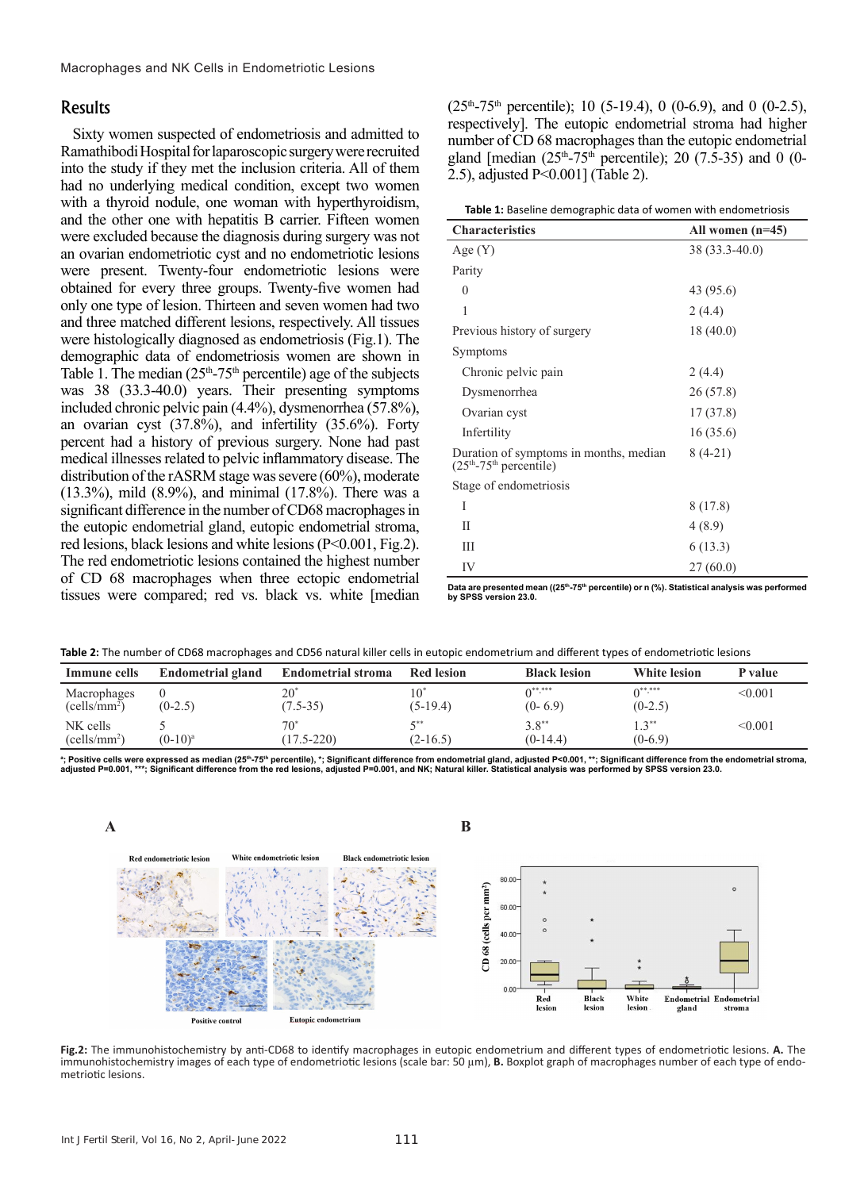## Results

Sixty women suspected of endometriosis and admitted to Ramathibodi Hospital for laparoscopic surgery were recruited into the study if they met the inclusion criteria. All of them had no underlying medical condition, except two women with a thyroid nodule, one woman with hyperthyroidism, and the other one with hepatitis B carrier. Fifteen women were excluded because the diagnosis during surgery was not an ovarian endometriotic cyst and no endometriotic lesions were present. Twenty-four endometriotic lesions were obtained for every three groups. Twenty-five women had only one type of lesion. Thirteen and seven women had two and three matched different lesions, respectively. All tissues were histologically diagnosed as endometriosis (Fig.1). The demographic data of endometriosis women are shown in Table 1. The median (25th-75th percentile) age of the subjects was 38 (33.3-40.0) years. Their presenting symptoms included chronic pelvic pain (4.4%), dysmenorrhea (57.8%), an ovarian cyst (37.8%), and infertility (35.6%). Forty percent had a history of previous surgery. None had past medical illnesses related to pelvic inflammatory disease. The distribution of the rASRM stage was severe (60%), moderate (13.3%), mild (8.9%), and minimal (17.8%). There was a significant difference in the number of CD68 macrophages in the eutopic endometrial gland, eutopic endometrial stroma, red lesions, black lesions and white lesions (P<0.001, Fig.2). The red endometriotic lesions contained the highest number of CD 68 macrophages when three ectopic endometrial tissues were compared; red vs. black vs. white [median (25th-75th percentile); 10 (5-19.4), 0 (0-6.9), and 0 (0-2.5), respectively]. The eutopic endometrial stroma had higher number of CD 68 macrophages than the eutopic endometrial gland [median (25th-75th percentile); 20 (7.5-35) and 0 (0-2.5), adjusted P<0.001] (Table 2).

**Table 1:** Baseline demographic data of women with endometriosis

| Characteristics | All women (n=45) |
|---|---|
| Age (Y) | 38 (33.3-40.0) |
| Parity | |
| 0 | 43 (95.6) |
| 1 | 2 (4.4) |
| Previous history of surgery | 18 (40.0) |
| Symptoms | |
| Chronic pelvic pain | 2 (4.4) |
| Dysmenorrhea | 26 (57.8) |
| Ovarian cyst | 17 (37.8) |
| Infertility | 16 (35.6) |
| Duration of symptoms in months, median (25th-75th percentile) | 8 (4-21) |
| Stage of endometriosis | |
| I | 8 (17.8) |
| II | 4 (8.9) |
| III | 6 (13.3) |
| IV | 27 (60.0) |

Data are presented mean ((25th-75th percentile) or n (%). Statistical analysis was performed by SPSS version 23.0.

**Table 2:** The number of CD68 macrophages and CD56 natural killer cells in eutopic endometrium and different types of endometriotic lesions

| Immune cells | Endometrial gland | Endometrial stroma | Red lesion | Black lesion | White lesion | P value |
|---|---|---|---|---|---|---|
| Macrophages (cells/mm²) | 0 (0-2.5) | 20* (7.5-35) | 10* (5-19.4) | 0**,*** (0- 6.9) | 0**,*** (0-2.5) | <0.001 |
| NK cells (cells/mm²) | 5 (0-10)ª | 70* (17.5-220) | 5** (2-16.5) | 3.8** (0-14.4) | 1.3** (0-6.9) | <0.001 |

ª; Positive cells were expressed as median (25th-75th percentile), *; Significant difference from endometrial gland, adjusted P<0.001, **; Significant difference from the endometrial stroma, adjusted P=0.001, ***; Significant difference from the red lesions, adjusted P=0.001, and NK; Natural killer. Statistical analysis was performed by SPSS version 23.0.

**Fig.2:** The immunohistochemistry by anti-CD68 to identify macrophages in eutopic endometrium and different types of endometriotic lesions. **A.** The immunohistochemistry images of each type of endometriotic lesions (scale bar: 50 µm), **B.** Boxplot graph of macrophages number of each type of endometriotic lesions.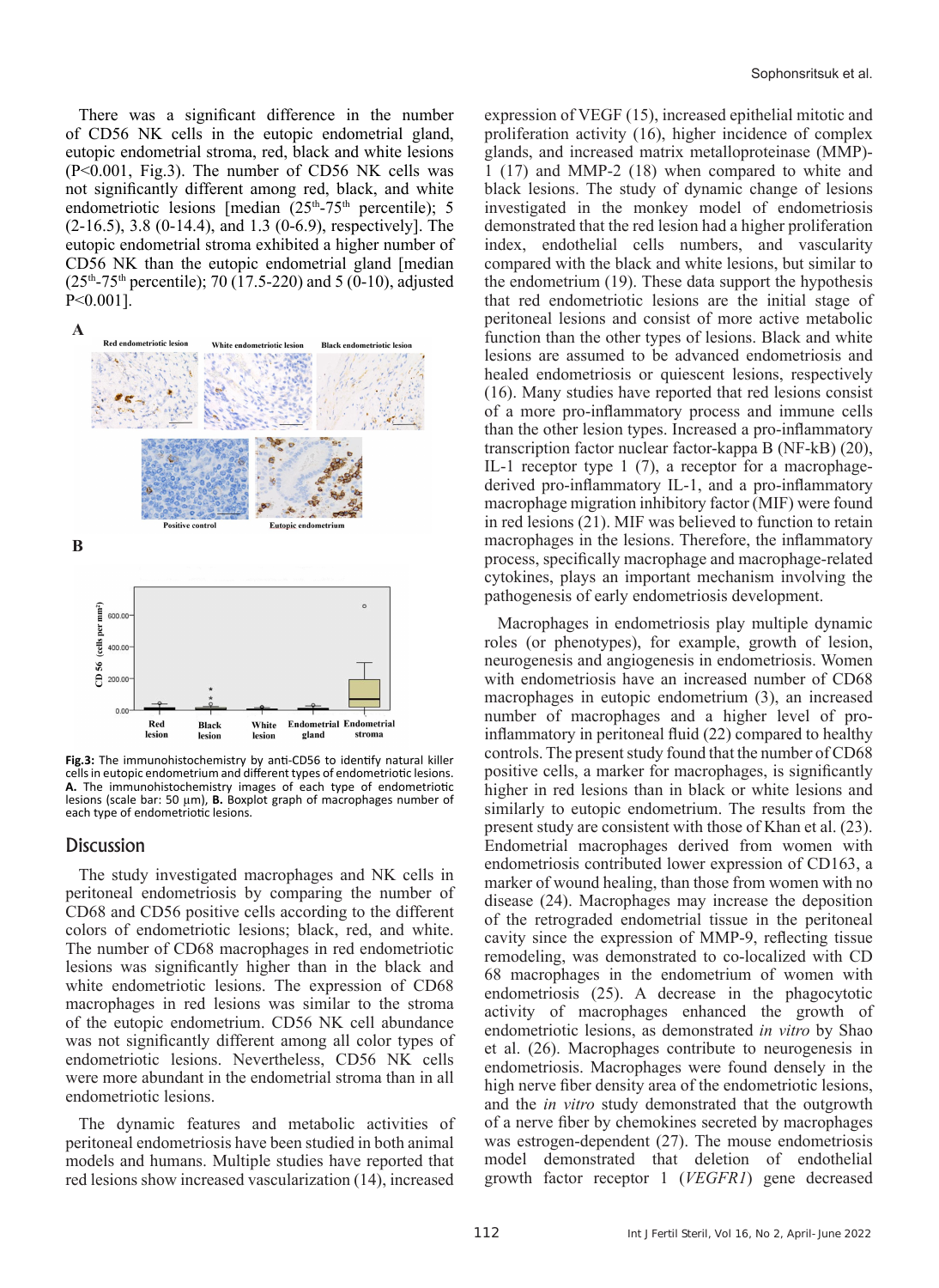There was a significant difference in the number of CD56 NK cells in the eutopic endometrial gland, eutopic endometrial stroma, red, black and white lesions (P<0.001, Fig.3). The number of CD56 NK cells was not significantly different among red, black, and white endometriotic lesions [median ($25^{th}$-$75^{th}$ percentile); 5 (2-16.5), 3.8 (0-14.4), and 1.3 (0-6.9), respectively]. The eutopic endometrial stroma exhibited a higher number of CD56 NK than the eutopic endometrial gland [median ($25^{th}$-$75^{th}$ percentile); 70 (17.5-220) and 5 (0-10), adjusted P<0.001].

**Fig.3:** The immunohistochemistry by anti-CD56 to identify natural killer cells in eutopic endometrium and different types of endometriotic lesions. **A.** The immunohistochemistry images of each type of endometriotic lesions (scale bar: 50 µm), **B.** Boxplot graph of macrophages number of each type of endometriotic lesions.

## Discussion

The study investigated macrophages and NK cells in peritoneal endometriosis by comparing the number of CD68 and CD56 positive cells according to the different colors of endometriotic lesions; black, red, and white. The number of CD68 macrophages in red endometriotic lesions was significantly higher than in the black and white endometriotic lesions. The expression of CD68 macrophages in red lesions was similar to the stroma of the eutopic endometrium. CD56 NK cell abundance was not significantly different among all color types of endometriotic lesions. Nevertheless, CD56 NK cells were more abundant in the endometrial stroma than in all endometriotic lesions.

The dynamic features and metabolic activities of peritoneal endometriosis have been studied in both animal models and humans. Multiple studies have reported that red lesions show increased vascularization (14), increased expression of VEGF (15), increased epithelial mitotic and proliferation activity (16), higher incidence of complex glands, and increased matrix metalloproteinase (MMP)-1 (17) and MMP-2 (18) when compared to white and black lesions. The study of dynamic change of lesions investigated in the monkey model of endometriosis demonstrated that the red lesion had a higher proliferation index, endothelial cells numbers, and vascularity compared with the black and white lesions, but similar to the endometrium (19). These data support the hypothesis that red endometriotic lesions are the initial stage of peritoneal lesions and consist of more active metabolic function than the other types of lesions. Black and white lesions are assumed to be advanced endometriosis and healed endometriosis or quiescent lesions, respectively (16). Many studies have reported that red lesions consist of a more pro-inflammatory process and immune cells than the other lesion types. Increased a pro-inflammatory transcription factor nuclear factor-kappa B (NF-kB) (20), IL-1 receptor type 1 (7), a receptor for a macrophage-derived pro-inflammatory IL-1, and a pro-inflammatory macrophage migration inhibitory factor (MIF) were found in red lesions (21). MIF was believed to function to retain macrophages in the lesions. Therefore, the inflammatory process, specifically macrophage and macrophage-related cytokines, plays an important mechanism involving the pathogenesis of early endometriosis development.

Macrophages in endometriosis play multiple dynamic roles (or phenotypes), for example, growth of lesion, neurogenesis and angiogenesis in endometriosis. Women with endometriosis have an increased number of CD68 macrophages in eutopic endometrium (3), an increased number of macrophages and a higher level of pro-inflammatory in peritoneal fluid (22) compared to healthy controls. The present study found that the number of CD68 positive cells, a marker for macrophages, is significantly higher in red lesions than in black or white lesions and similarly to eutopic endometrium. The results from the present study are consistent with those of Khan et al. (23). Endometrial macrophages derived from women with endometriosis contributed lower expression of CD163, a marker of wound healing, than those from women with no disease (24). Macrophages may increase the deposition of the retrograded endometrial tissue in the peritoneal cavity since the expression of MMP-9, reflecting tissue remodeling, was demonstrated to co-localized with CD 68 macrophages in the endometrium of women with endometriosis (25). A decrease in the phagocytotic activity of macrophages enhanced the growth of endometriotic lesions, as demonstrated *in vitro* by Shao et al. (26). Macrophages contribute to neurogenesis in endometriosis. Macrophages were found densely in the high nerve fiber density area of the endometriotic lesions, and the *in vitro* study demonstrated that the outgrowth of a nerve fiber by chemokines secreted by macrophages was estrogen-dependent (27). The mouse endometriosis model demonstrated that deletion of endothelial growth factor receptor 1 (*VEGFR1*) gene decreased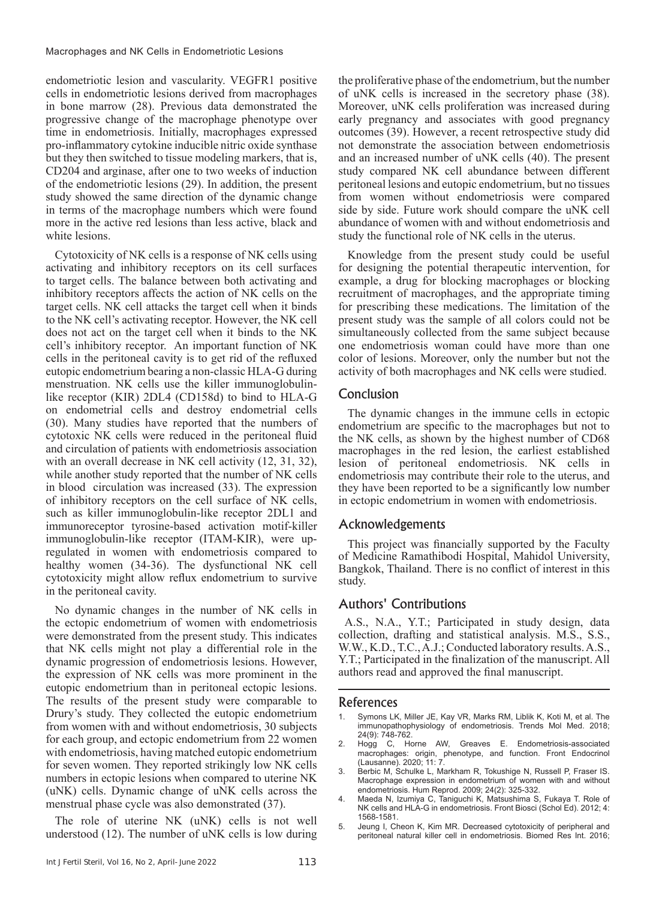endometriotic lesion and vascularity. VEGFR1 positive cells in endometriotic lesions derived from macrophages in bone marrow (28). Previous data demonstrated the progressive change of the macrophage phenotype over time in endometriosis. Initially, macrophages expressed pro-inflammatory cytokine inducible nitric oxide synthase but they then switched to tissue modeling markers, that is, CD204 and arginase, after one to two weeks of induction of the endometriotic lesions (29). In addition, the present study showed the same direction of the dynamic change in terms of the macrophage numbers which were found more in the active red lesions than less active, black and white lesions.

Cytotoxicity of NK cells is a response of NK cells using activating and inhibitory receptors on its cell surfaces to target cells. The balance between both activating and inhibitory receptors affects the action of NK cells on the target cells. NK cell attacks the target cell when it binds to the NK cell's activating receptor. However, the NK cell does not act on the target cell when it binds to the NK cell's inhibitory receptor. An important function of NK cells in the peritoneal cavity is to get rid of the refluxed eutopic endometrium bearing a non-classic HLA-G during menstruation. NK cells use the killer immunoglobulin-like receptor (KIR) 2DL4 (CD158d) to bind to HLA-G on endometrial cells and destroy endometrial cells (30). Many studies have reported that the numbers of cytotoxic NK cells were reduced in the peritoneal fluid and circulation of patients with endometriosis association with an overall decrease in NK cell activity (12, 31, 32), while another study reported that the number of NK cells in blood circulation was increased (33). The expression of inhibitory receptors on the cell surface of NK cells, such as killer immunoglobulin-like receptor 2DL1 and immunoreceptor tyrosine-based activation motif-killer immunoglobulin-like receptor (ITAM-KIR), were up-regulated in women with endometriosis compared to healthy women (34-36). The dysfunctional NK cell cytotoxicity might allow reflux endometrium to survive in the peritoneal cavity.

No dynamic changes in the number of NK cells in the ectopic endometrium of women with endometriosis were demonstrated from the present study. This indicates that NK cells might not play a differential role in the dynamic progression of endometriosis lesions. However, the expression of NK cells was more prominent in the eutopic endometrium than in peritoneal ectopic lesions. The results of the present study were comparable to Drury's study. They collected the eutopic endometrium from women with and without endometriosis, 30 subjects for each group, and ectopic endometrium from 22 women with endometriosis, having matched eutopic endometrium for seven women. They reported strikingly low NK cells numbers in ectopic lesions when compared to uterine NK (uNK) cells. Dynamic change of uNK cells across the menstrual phase cycle was also demonstrated (37).

The role of uterine NK (uNK) cells is not well understood (12). The number of uNK cells is low during the proliferative phase of the endometrium, but the number of uNK cells is increased in the secretory phase (38). Moreover, uNK cells proliferation was increased during early pregnancy and associates with good pregnancy outcomes (39). However, a recent retrospective study did not demonstrate the association between endometriosis and an increased number of uNK cells (40). The present study compared NK cell abundance between different peritoneal lesions and eutopic endometrium, but no tissues from women without endometriosis were compared side by side. Future work should compare the uNK cell abundance of women with and without endometriosis and study the functional role of NK cells in the uterus.

Knowledge from the present study could be useful for designing the potential therapeutic intervention, for example, a drug for blocking macrophages or blocking recruitment of macrophages, and the appropriate timing for prescribing these medications. The limitation of the present study was the sample of all colors could not be simultaneously collected from the same subject because one endometriosis woman could have more than one color of lesions. Moreover, only the number but not the activity of both macrophages and NK cells were studied.

## Conclusion

The dynamic changes in the immune cells in ectopic endometrium are specific to the macrophages but not to the NK cells, as shown by the highest number of CD68 macrophages in the red lesion, the earliest established lesion of peritoneal endometriosis. NK cells in endometriosis may contribute their role to the uterus, and they have been reported to be a significantly low number in ectopic endometrium in women with endometriosis.

## Acknowledgements

This project was financially supported by the Faculty of Medicine Ramathibodi Hospital, Mahidol University, Bangkok, Thailand. There is no conflict of interest in this study.

## Authors' Contributions

A.S., N.A., Y.T.; Participated in study design, data collection, drafting and statistical analysis. M.S., S.S., W.W., K.D., T.C., A.J.; Conducted laboratory results. A.S., Y.T.; Participated in the finalization of the manuscript. All authors read and approved the final manuscript.

## References

1. Symons LK, Miller JE, Kay VR, Marks RM, Liblik K, Koti M, et al. The immunopathophysiology of endometriosis. Trends Mol Med. 2018; 24(9): 748-762.
2. Hogg C, Horne AW, Greaves E. Endometriosis-associated macrophages: origin, phenotype, and function. Front Endocrinol (Lausanne). 2020; 11: 7.
3. Berbic M, Schulke L, Markham R, Tokushige N, Russell P, Fraser IS. Macrophage expression in endometrium of women with and without endometriosis. Hum Reprod. 2009; 24(2): 325-332.
4. Maeda N, Izumiya C, Taniguchi K, Matsushima S, Fukaya T. Role of NK cells and HLA-G in endometriosis. Front Biosci (Schol Ed). 2012; 4: 1568-1581.
5. Jeung I, Cheon K, Kim MR. Decreased cytotoxicity of peripheral and peritoneal natural killer cell in endometriosis. Biomed Res Int. 2016;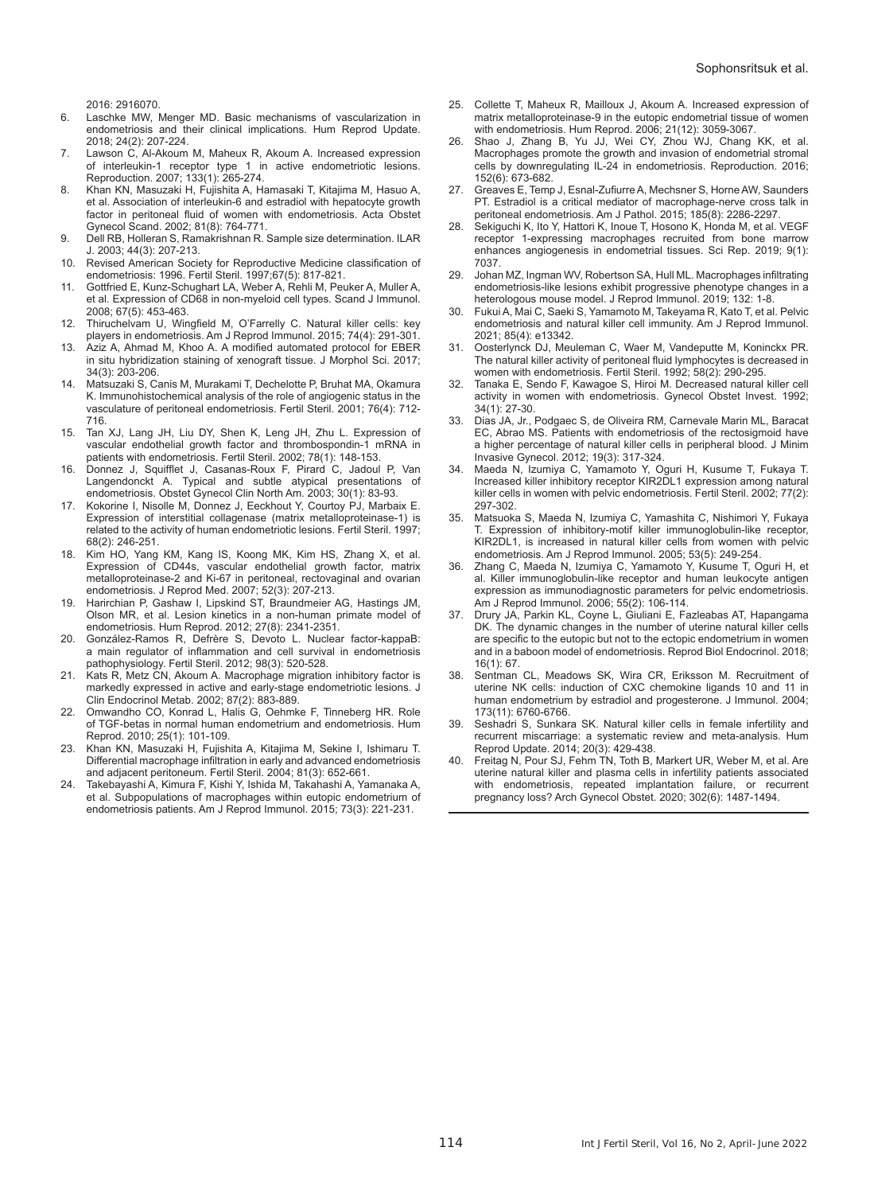2016: 2916070.

6. Laschke MW, Menger MD. Basic mechanisms of vascularization in endometriosis and their clinical implications. Hum Reprod Update. 2018; 24(2): 207-224.
7. Lawson C, Al-Akoum M, Maheux R, Akoum A. Increased expression of interleukin-1 receptor type 1 in active endometriotic lesions. Reproduction. 2007; 133(1): 265-274.
8. Khan KN, Masuzaki H, Fujishita A, Hamasaki T, Kitajima M, Hasuo A, et al. Association of interleukin-6 and estradiol with hepatocyte growth factor in peritoneal fluid of women with endometriosis. Acta Obstet Gynecol Scand. 2002; 81(8): 764-771.
9. Dell RB, Holleran S, Ramakrishnan R. Sample size determination. ILAR J. 2003; 44(3): 207-213.
10. Revised American Society for Reproductive Medicine classification of endometriosis: 1996. Fertil Steril. 1997;67(5): 817-821.
11. Gottfried E, Kunz-Schughart LA, Weber A, Rehli M, Peuker A, Muller A, et al. Expression of CD68 in non-myeloid cell types. Scand J Immunol. 2008; 67(5): 453-463.
12. Thiruchelvam U, Wingfield M, O'Farrelly C. Natural killer cells: key players in endometriosis. Am J Reprod Immunol. 2015; 74(4): 291-301.
13. Aziz A, Ahmad M, Khoo A. A modified automated protocol for EBER in situ hybridization staining of xenograft tissue. J Morphol Sci. 2017; 34(3): 203-206.
14. Matsuzaki S, Canis M, Murakami T, Dechelotte P, Bruhat MA, Okamura K. Immunohistochemical analysis of the role of angiogenic status in the vasculature of peritoneal endometriosis. Fertil Steril. 2001; 76(4): 712-716.
15. Tan XJ, Lang JH, Liu DY, Shen K, Leng JH, Zhu L. Expression of vascular endothelial growth factor and thrombospondin-1 mRNA in patients with endometriosis. Fertil Steril. 2002; 78(1): 148-153.
16. Donnez J, Squifflet J, Casanas-Roux F, Pirard C, Jadoul P, Van Langendonckt A. Typical and subtle atypical presentations of endometriosis. Obstet Gynecol Clin North Am. 2003; 30(1): 83-93.
17. Kokorine I, Nisolle M, Donnez J, Eeckhout Y, Courtoy PJ, Marbaix E. Expression of interstitial collagenase (matrix metalloproteinase-1) is related to the activity of human endometriotic lesions. Fertil Steril. 1997; 68(2): 246-251.
18. Kim HO, Yang KM, Kang IS, Koong MK, Kim HS, Zhang X, et al. Expression of CD44s, vascular endothelial growth factor, matrix metalloproteinase-2 and Ki-67 in peritoneal, rectovaginal and ovarian endometriosis. J Reprod Med. 2007; 52(3): 207-213.
19. Harirchian P, Gashaw I, Lipskind ST, Braundmeier AG, Hastings JM, Olson MR, et al. Lesion kinetics in a non-human primate model of endometriosis. Hum Reprod. 2012; 27(8): 2341-2351.
20. González-Ramos R, Defrère S, Devoto L. Nuclear factor-kappaB: a main regulator of inflammation and cell survival in endometriosis pathophysiology. Fertil Steril. 2012; 98(3): 520-528.
21. Kats R, Metz CN, Akoum A. Macrophage migration inhibitory factor is markedly expressed in active and early-stage endometriotic lesions. J Clin Endocrinol Metab. 2002; 87(2): 883-889.
22. Omwandho CO, Konrad L, Halis G, Oehmke F, Tinneberg HR. Role of TGF-betas in normal human endometrium and endometriosis. Hum Reprod. 2010; 25(1): 101-109.
23. Khan KN, Masuzaki H, Fujishita A, Kitajima M, Sekine I, Ishimaru T. Differential macrophage infiltration in early and advanced endometriosis and adjacent peritoneum. Fertil Steril. 2004; 81(3): 652-661.
24. Takebayashi A, Kimura F, Kishi Y, Ishida M, Takahashi A, Yamanaka A, et al. Subpopulations of macrophages within eutopic endometrium of endometriosis patients. Am J Reprod Immunol. 2015; 73(3): 221-231.
25. Collette T, Maheux R, Mailloux J, Akoum A. Increased expression of matrix metalloproteinase-9 in the eutopic endometrial tissue of women with endometriosis. Hum Reprod. 2006; 21(12): 3059-3067.
26. Shao J, Zhang B, Yu JJ, Wei CY, Zhou WJ, Chang KK, et al. Macrophages promote the growth and invasion of endometrial stromal cells by downregulating IL-24 in endometriosis. Reproduction. 2016; 152(6): 673-682.
27. Greaves E, Temp J, Esnal-Zufiurre A, Mechsner S, Horne AW, Saunders PT. Estradiol is a critical mediator of macrophage-nerve cross talk in peritoneal endometriosis. Am J Pathol. 2015; 185(8): 2286-2297.
28. Sekiguchi K, Ito Y, Hattori K, Inoue T, Hosono K, Honda M, et al. VEGF receptor 1-expressing macrophages recruited from bone marrow enhances angiogenesis in endometrial tissues. Sci Rep. 2019; 9(1): 7037.
29. Johan MZ, Ingman WV, Robertson SA, Hull ML. Macrophages infiltrating endometriosis-like lesions exhibit progressive phenotype changes in a heterologous mouse model. J Reprod Immunol. 2019; 132: 1-8.
30. Fukui A, Mai C, Saeki S, Yamamoto M, Takeyama R, Kato T, et al. Pelvic endometriosis and natural killer cell immunity. Am J Reprod Immunol. 2021; 85(4): e13342.
31. Oosterlynck DJ, Meuleman C, Waer M, Vandeputte M, Koninckx PR. The natural killer activity of peritoneal fluid lymphocytes is decreased in women with endometriosis. Fertil Steril. 1992; 58(2): 290-295.
32. Tanaka E, Sendo F, Kawagoe S, Hiroi M. Decreased natural killer cell activity in women with endometriosis. Gynecol Obstet Invest. 1992; 34(1): 27-30.
33. Dias JA, Jr., Podgaec S, de Oliveira RM, Carnevale Marin ML, Baracat EC, Abrao MS. Patients with endometriosis of the rectosigmoid have a higher percentage of natural killer cells in peripheral blood. J Minim Invasive Gynecol. 2012; 19(3): 317-324.
34. Maeda N, Izumiya C, Yamamoto Y, Oguri H, Kusume T, Fukaya T. Increased killer inhibitory receptor KIR2DL1 expression among natural killer cells in women with pelvic endometriosis. Fertil Steril. 2002; 77(2): 297-302.
35. Matsuoka S, Maeda N, Izumiya C, Yamashita C, Nishimori Y, Fukaya T. Expression of inhibitory-motif killer immunoglobulin-like receptor, KIR2DL1, is increased in natural killer cells from women with pelvic endometriosis. Am J Reprod Immunol. 2005; 53(5): 249-254.
36. Zhang C, Maeda N, Izumiya C, Yamamoto Y, Kusume T, Oguri H, et al. Killer immunoglobulin-like receptor and human leukocyte antigen expression as immunodiagnostic parameters for pelvic endometriosis. Am J Reprod Immunol. 2006; 55(2): 106-114.
37. Drury JA, Parkin KL, Coyne L, Giuliani E, Fazleabas AT, Hapangama DK. The dynamic changes in the number of uterine natural killer cells are specific to the eutopic but not to the ectopic endometrium in women and in a baboon model of endometriosis. Reprod Biol Endocrinol. 2018; 16(1): 67.
38. Sentman CL, Meadows SK, Wira CR, Eriksson M. Recruitment of uterine NK cells: induction of CXC chemokine ligands 10 and 11 in human endometrium by estradiol and progesterone. J Immunol. 2004; 173(11): 6760-6766.
39. Seshadri S, Sunkara SK. Natural killer cells in female infertility and recurrent miscarriage: a systematic review and meta-analysis. Hum Reprod Update. 2014; 20(3): 429-438.
40. Freitag N, Pour SJ, Fehm TN, Toth B, Markert UR, Weber M, et al. Are uterine natural killer and plasma cells in infertility patients associated with endometriosis, repeated implantation failure, or recurrent pregnancy loss? Arch Gynecol Obstet. 2020; 302(6): 1487-1494.